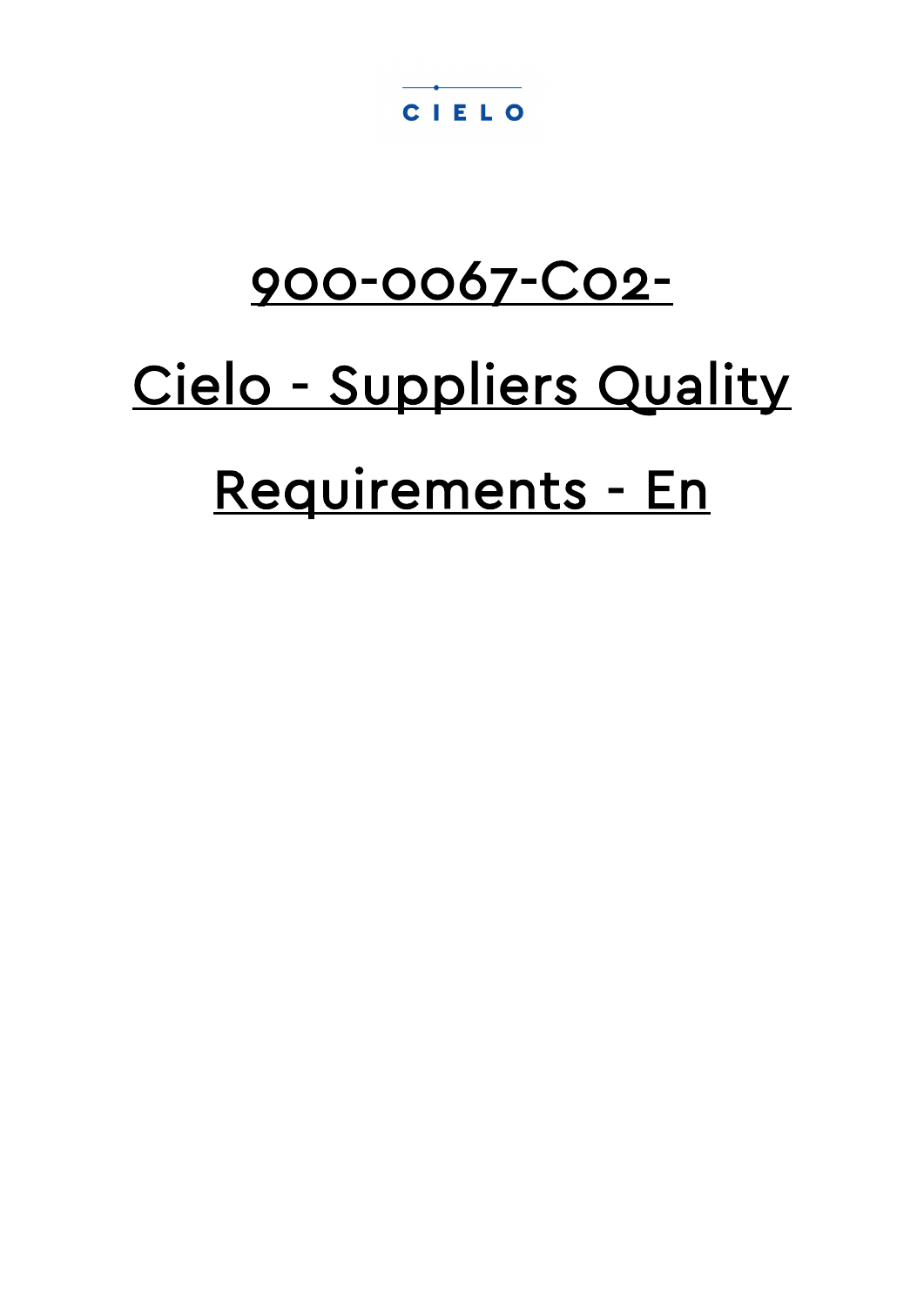CIELO

# 900-0067-C02-

# Cielo - Suppliers Quality Requirements - En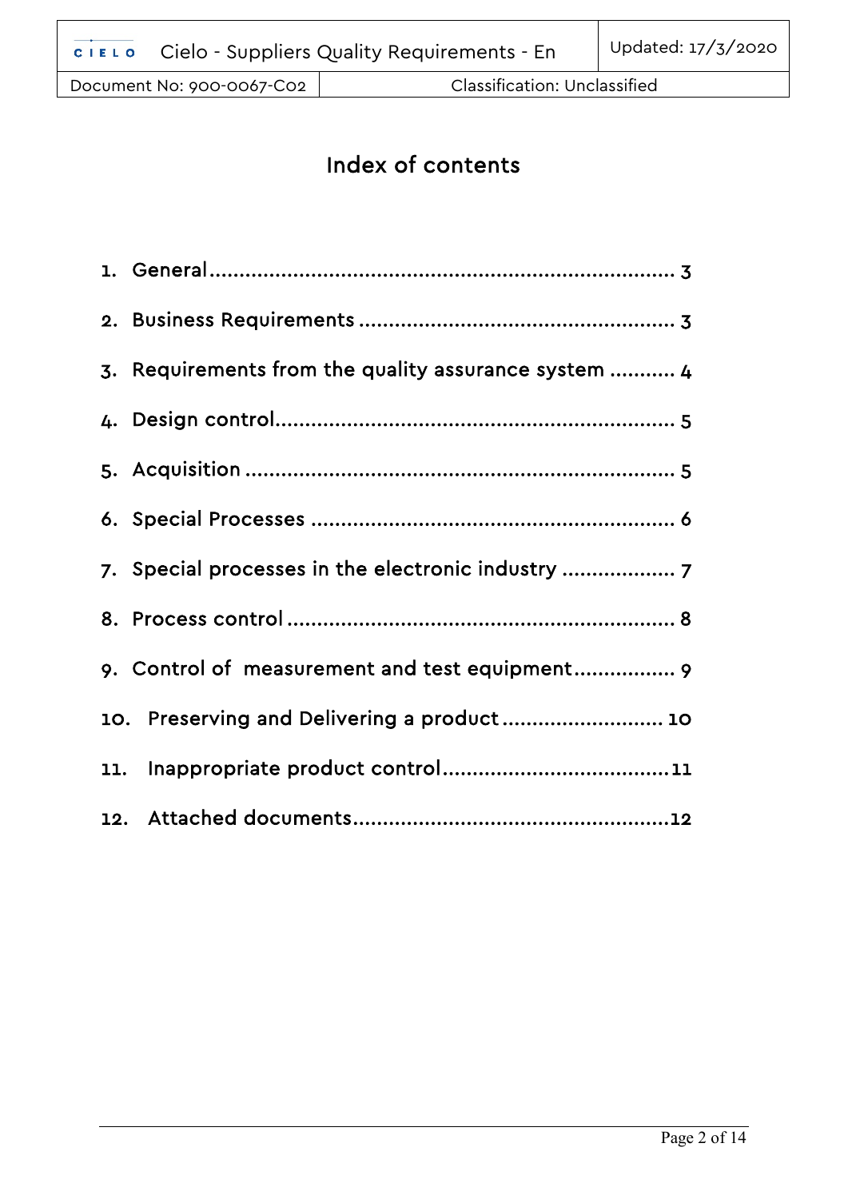# Index of contents

1. General ............................................................................ 3
2. Business Requirements ..................................................... 3
3. Requirements from the quality assurance system ........... 4
4. Design control.................................................................... 5
5. Acquisition ......................................................................... 5
6. Special Processes .............................................................. 6
7. Special processes in the electronic industry ................... 7
8. Process control .................................................................. 8
9. Control of measurement and test equipment................. 9
10. Preserving and Delivering a product ............................ 10
11. Inappropriate product control.......................................11
12. Attached documents......................................................12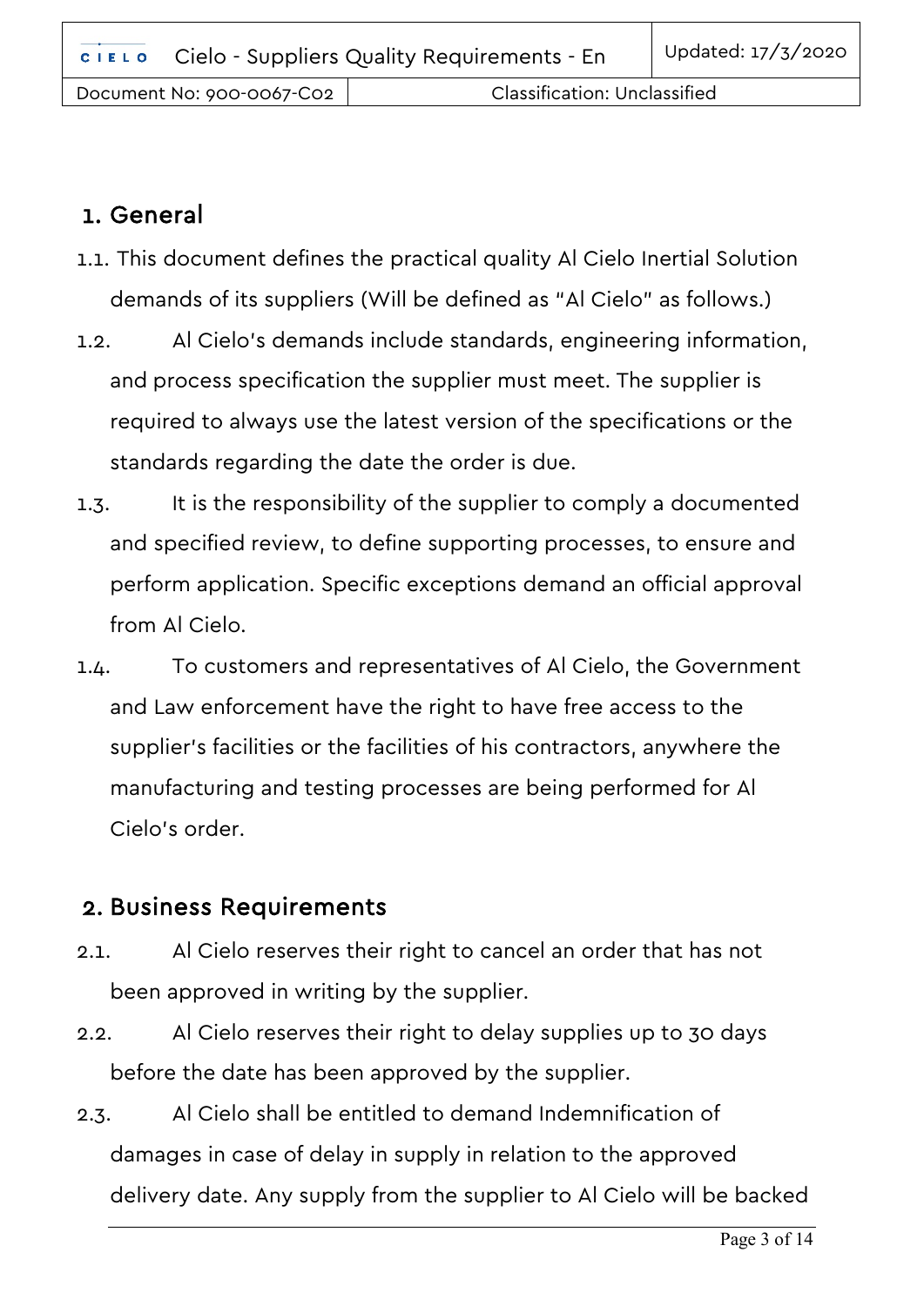## 1. General

1.1. This document defines the practical quality Al Cielo Inertial Solution demands of its suppliers (Will be defined as "Al Cielo" as follows.)

1.2. Al Cielo's demands include standards, engineering information, and process specification the supplier must meet. The supplier is required to always use the latest version of the specifications or the standards regarding the date the order is due.

1.3. It is the responsibility of the supplier to comply a documented and specified review, to define supporting processes, to ensure and perform application. Specific exceptions demand an official approval from Al Cielo.

1.4. To customers and representatives of Al Cielo, the Government and Law enforcement have the right to have free access to the supplier's facilities or the facilities of his contractors, anywhere the manufacturing and testing processes are being performed for Al Cielo's order.

## 2. Business Requirements

2.1. Al Cielo reserves their right to cancel an order that has not been approved in writing by the supplier.

2.2. Al Cielo reserves their right to delay supplies up to 30 days before the date has been approved by the supplier.

2.3. Al Cielo shall be entitled to demand Indemnification of damages in case of delay in supply in relation to the approved delivery date. Any supply from the supplier to Al Cielo will be backed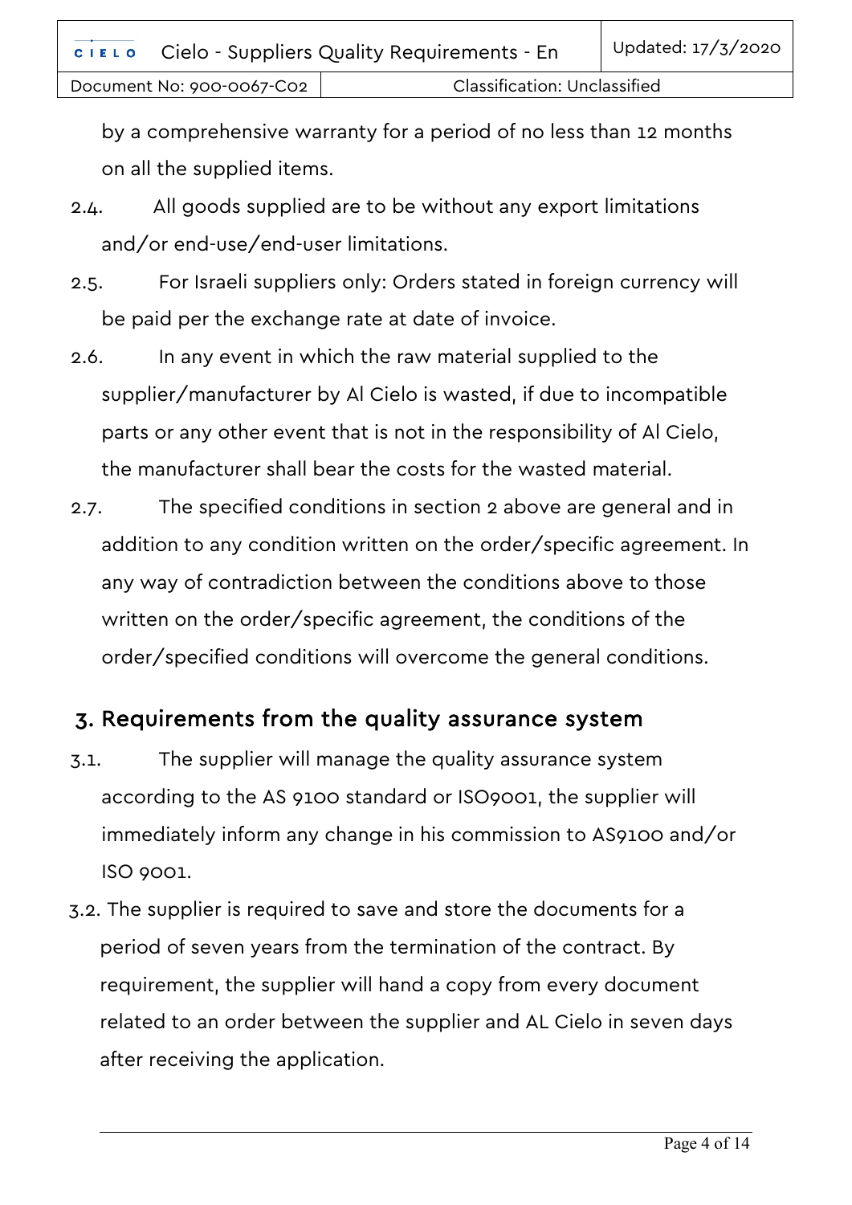by a comprehensive warranty for a period of no less than 12 months on all the supplied items.

2.4. All goods supplied are to be without any export limitations and/or end-use/end-user limitations.

2.5. For Israeli suppliers only: Orders stated in foreign currency will be paid per the exchange rate at date of invoice.

2.6. In any event in which the raw material supplied to the supplier/manufacturer by Al Cielo is wasted, if due to incompatible parts or any other event that is not in the responsibility of Al Cielo, the manufacturer shall bear the costs for the wasted material.

2.7. The specified conditions in section 2 above are general and in addition to any condition written on the order/specific agreement. In any way of contradiction between the conditions above to those written on the order/specific agreement, the conditions of the order/specified conditions will overcome the general conditions.

## 3. Requirements from the quality assurance system

3.1. The supplier will manage the quality assurance system according to the AS 9100 standard or ISO9001, the supplier will immediately inform any change in his commission to AS9100 and/or ISO 9001.

3.2. The supplier is required to save and store the documents for a period of seven years from the termination of the contract. By requirement, the supplier will hand a copy from every document related to an order between the supplier and AL Cielo in seven days after receiving the application.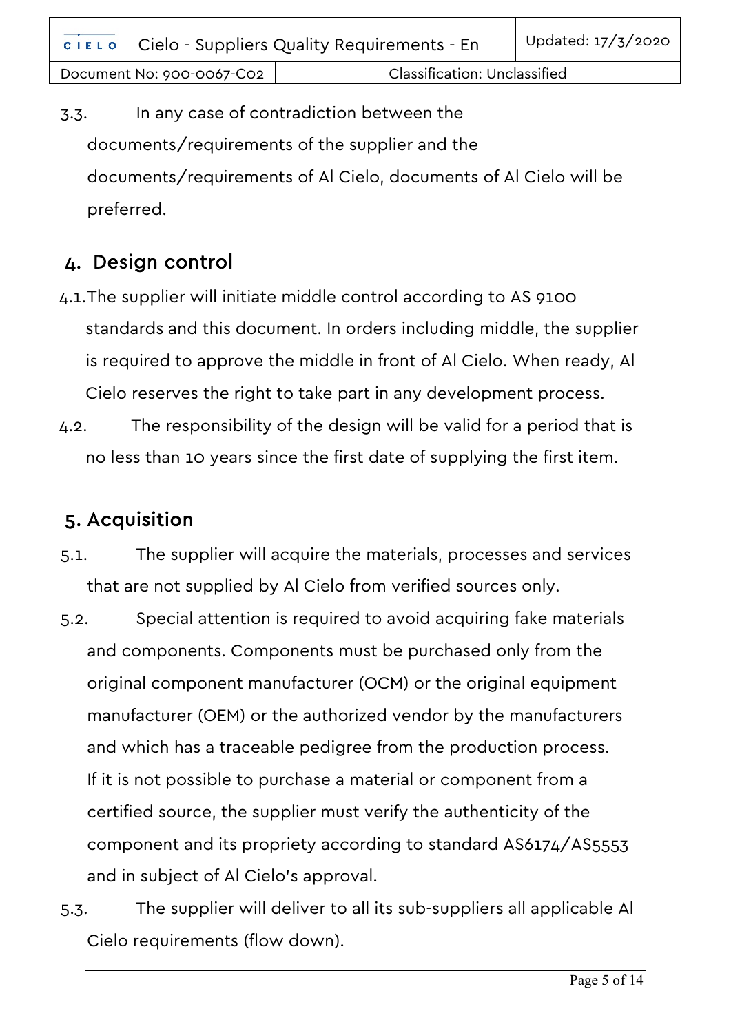3.3. In any case of contradiction between the documents/requirements of the supplier and the documents/requirements of Al Cielo, documents of Al Cielo will be preferred.

## 4. Design control

4.1. The supplier will initiate middle control according to AS 9100 standards and this document. In orders including middle, the supplier is required to approve the middle in front of Al Cielo. When ready, Al Cielo reserves the right to take part in any development process.

4.2. The responsibility of the design will be valid for a period that is no less than 10 years since the first date of supplying the first item.

## 5. Acquisition

5.1. The supplier will acquire the materials, processes and services that are not supplied by Al Cielo from verified sources only.

5.2. Special attention is required to avoid acquiring fake materials and components. Components must be purchased only from the original component manufacturer (OCM) or the original equipment manufacturer (OEM) or the authorized vendor by the manufacturers and which has a traceable pedigree from the production process. If it is not possible to purchase a material or component from a certified source, the supplier must verify the authenticity of the component and its propriety according to standard AS6174/AS5553 and in subject of Al Cielo's approval.

5.3. The supplier will deliver to all its sub-suppliers all applicable Al Cielo requirements (flow down).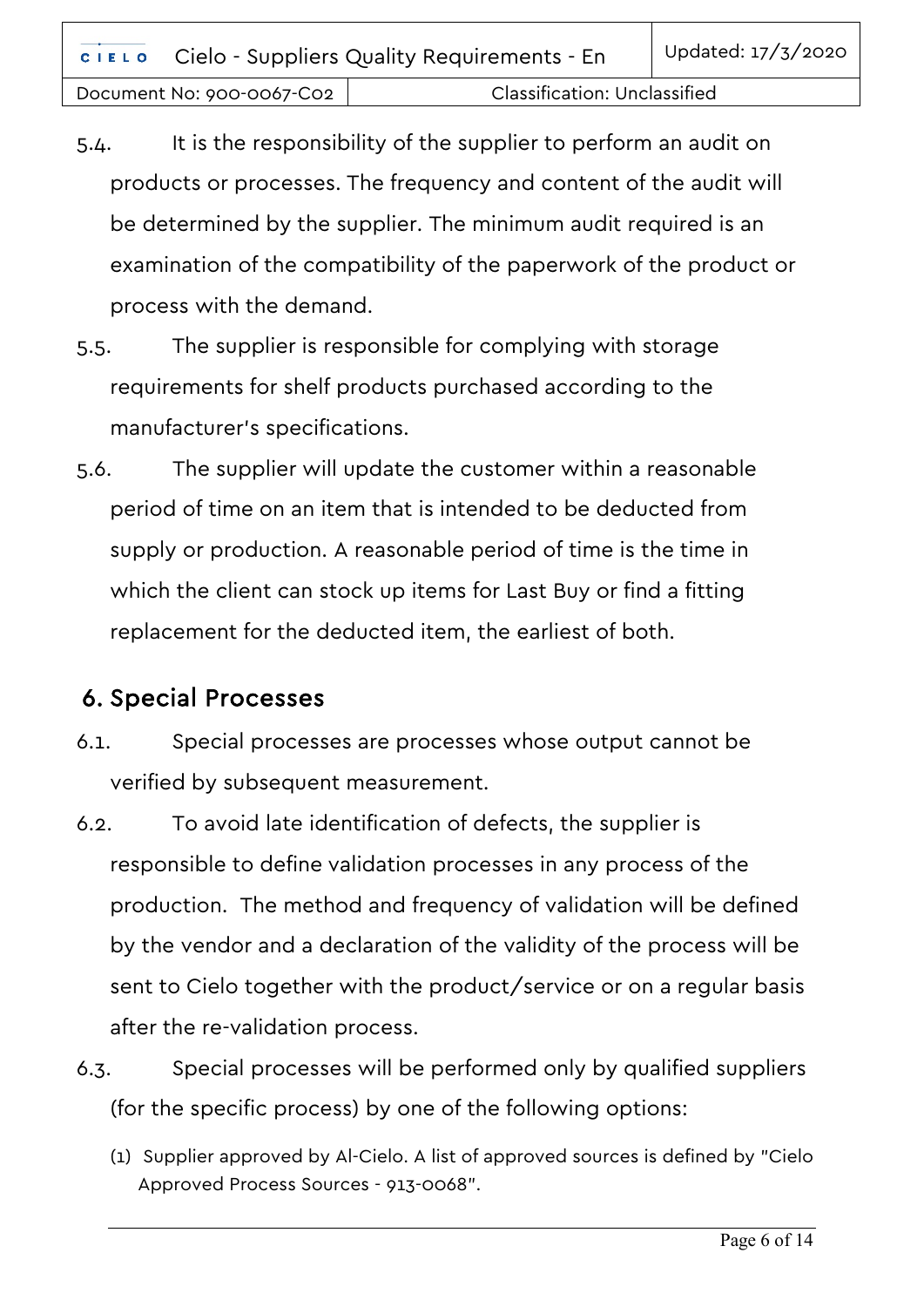5.4. It is the responsibility of the supplier to perform an audit on products or processes. The frequency and content of the audit will be determined by the supplier. The minimum audit required is an examination of the compatibility of the paperwork of the product or process with the demand.

5.5. The supplier is responsible for complying with storage requirements for shelf products purchased according to the manufacturer's specifications.

5.6. The supplier will update the customer within a reasonable period of time on an item that is intended to be deducted from supply or production. A reasonable period of time is the time in which the client can stock up items for Last Buy or find a fitting replacement for the deducted item, the earliest of both.

## 6. Special Processes

6.1. Special processes are processes whose output cannot be verified by subsequent measurement.

6.2. To avoid late identification of defects, the supplier is responsible to define validation processes in any process of the production. The method and frequency of validation will be defined by the vendor and a declaration of the validity of the process will be sent to Cielo together with the product/service or on a regular basis after the re-validation process.

6.3. Special processes will be performed only by qualified suppliers (for the specific process) by one of the following options:

(1) Supplier approved by Al-Cielo. A list of approved sources is defined by "Cielo Approved Process Sources - 913-0068".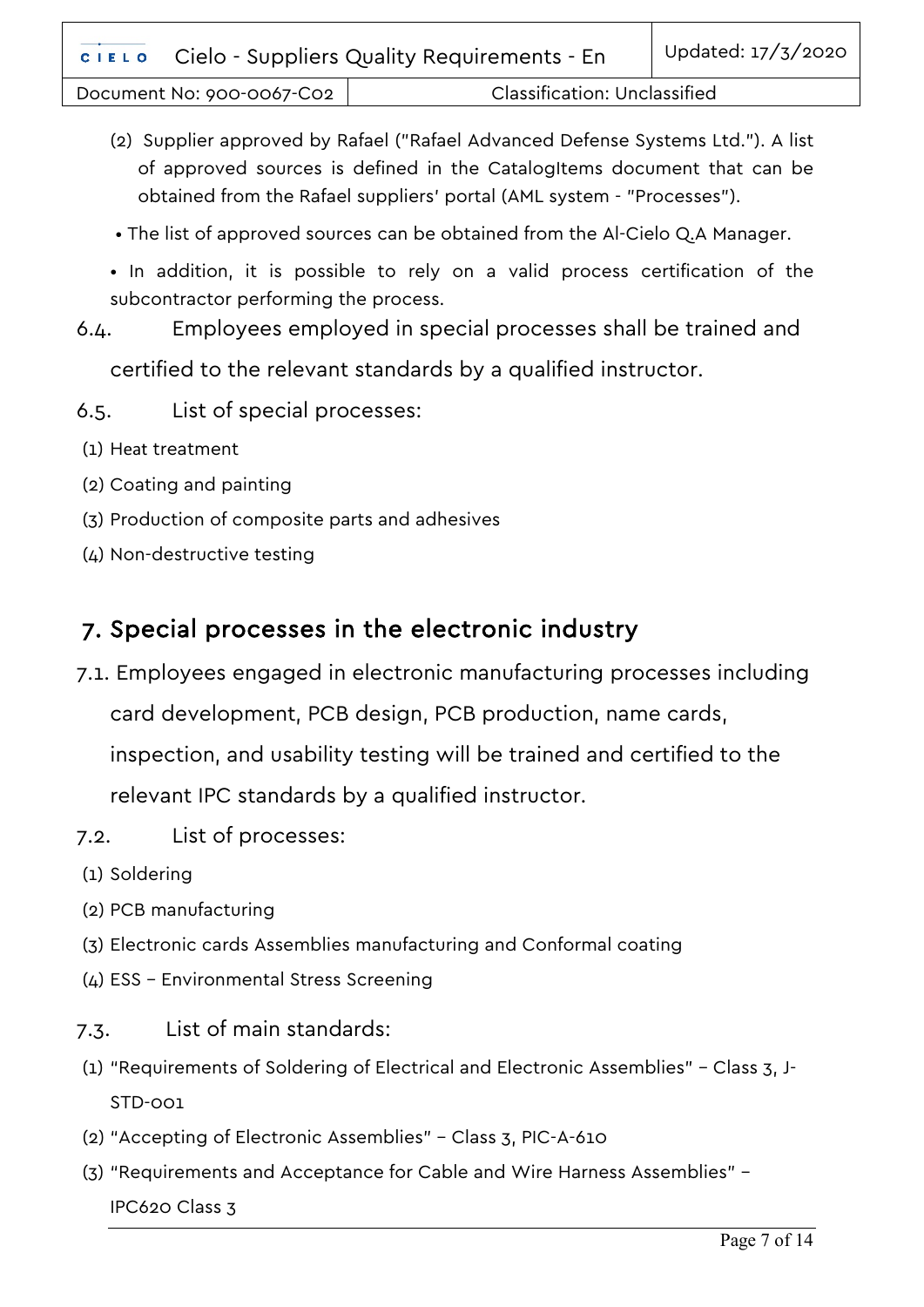(2) Supplier approved by Rafael ("Rafael Advanced Defense Systems Ltd."). A list of approved sources is defined in the CatalogItems document that can be obtained from the Rafael suppliers' portal (AML system - "Processes").

• The list of approved sources can be obtained from the Al-Cielo Q.A Manager.

• In addition, it is possible to rely on a valid process certification of the subcontractor performing the process.

6.4. Employees employed in special processes shall be trained and certified to the relevant standards by a qualified instructor.

6.5. List of special processes:

(1) Heat treatment

(2) Coating and painting

(3) Production of composite parts and adhesives

(4) Non-destructive testing

## 7. Special processes in the electronic industry

7.1. Employees engaged in electronic manufacturing processes including card development, PCB design, PCB production, name cards, inspection, and usability testing will be trained and certified to the relevant IPC standards by a qualified instructor.

7.2. List of processes:

(1) Soldering

(2) PCB manufacturing

(3) Electronic cards Assemblies manufacturing and Conformal coating

(4) ESS – Environmental Stress Screening

7.3. List of main standards:

(1) "Requirements of Soldering of Electrical and Electronic Assemblies" – Class 3, J-STD-001

(2) "Accepting of Electronic Assemblies" – Class 3, PIC-A-610

(3) "Requirements and Acceptance for Cable and Wire Harness Assemblies" – IPC620 Class 3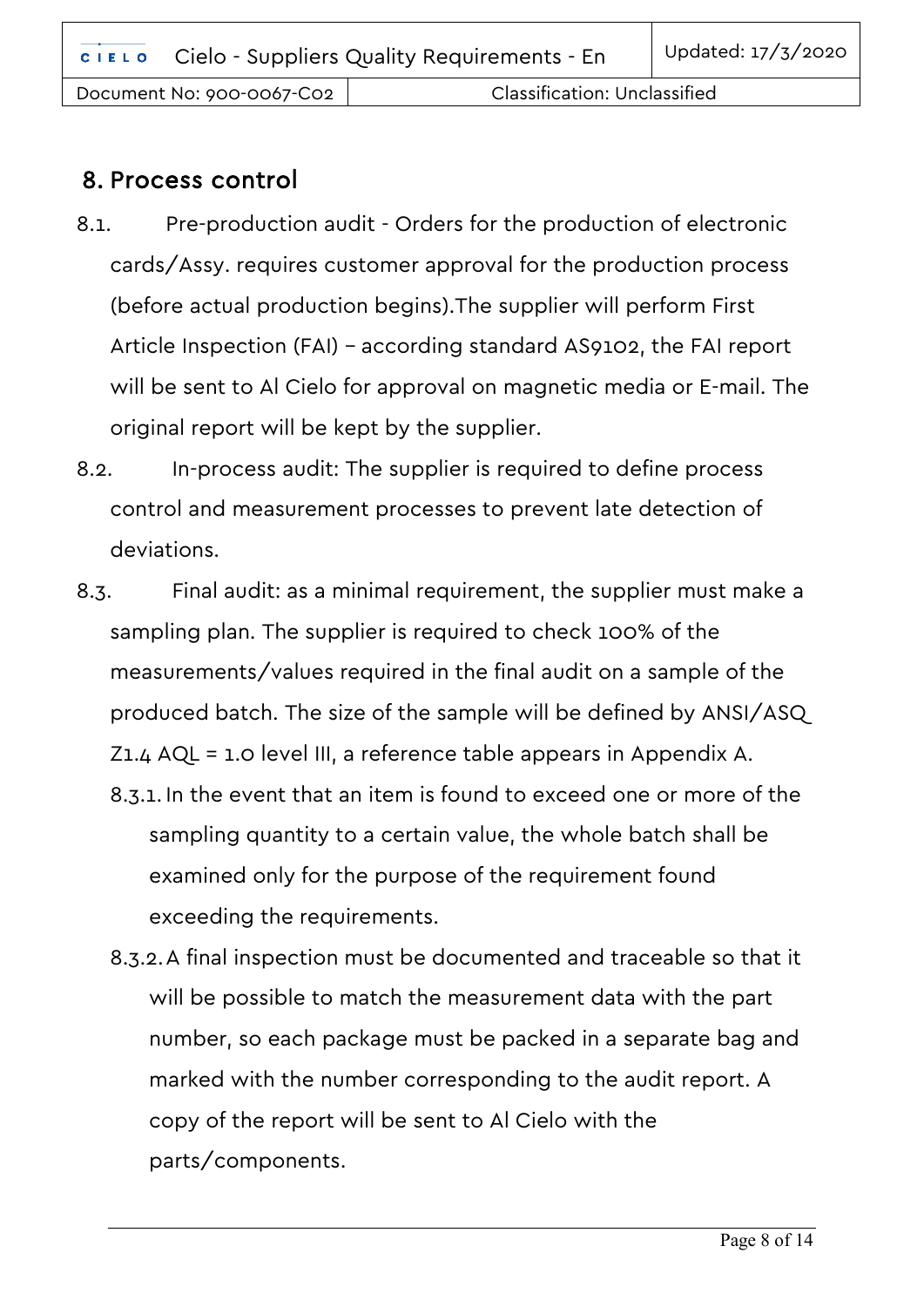## 8. Process control

8.1. Pre-production audit - Orders for the production of electronic cards/Assy. requires customer approval for the production process (before actual production begins).The supplier will perform First Article Inspection (FAI) – according standard AS9102, the FAI report will be sent to Al Cielo for approval on magnetic media or E-mail. The original report will be kept by the supplier.

8.2. In-process audit: The supplier is required to define process control and measurement processes to prevent late detection of deviations.

8.3. Final audit: as a minimal requirement, the supplier must make a sampling plan. The supplier is required to check 100% of the measurements/values required in the final audit on a sample of the produced batch. The size of the sample will be defined by ANSI/ASQ Z1.4 AQL = 1.0 level III, a reference table appears in Appendix A.

8.3.1. In the event that an item is found to exceed one or more of the sampling quantity to a certain value, the whole batch shall be examined only for the purpose of the requirement found exceeding the requirements.

8.3.2. A final inspection must be documented and traceable so that it will be possible to match the measurement data with the part number, so each package must be packed in a separate bag and marked with the number corresponding to the audit report. A copy of the report will be sent to Al Cielo with the parts/components.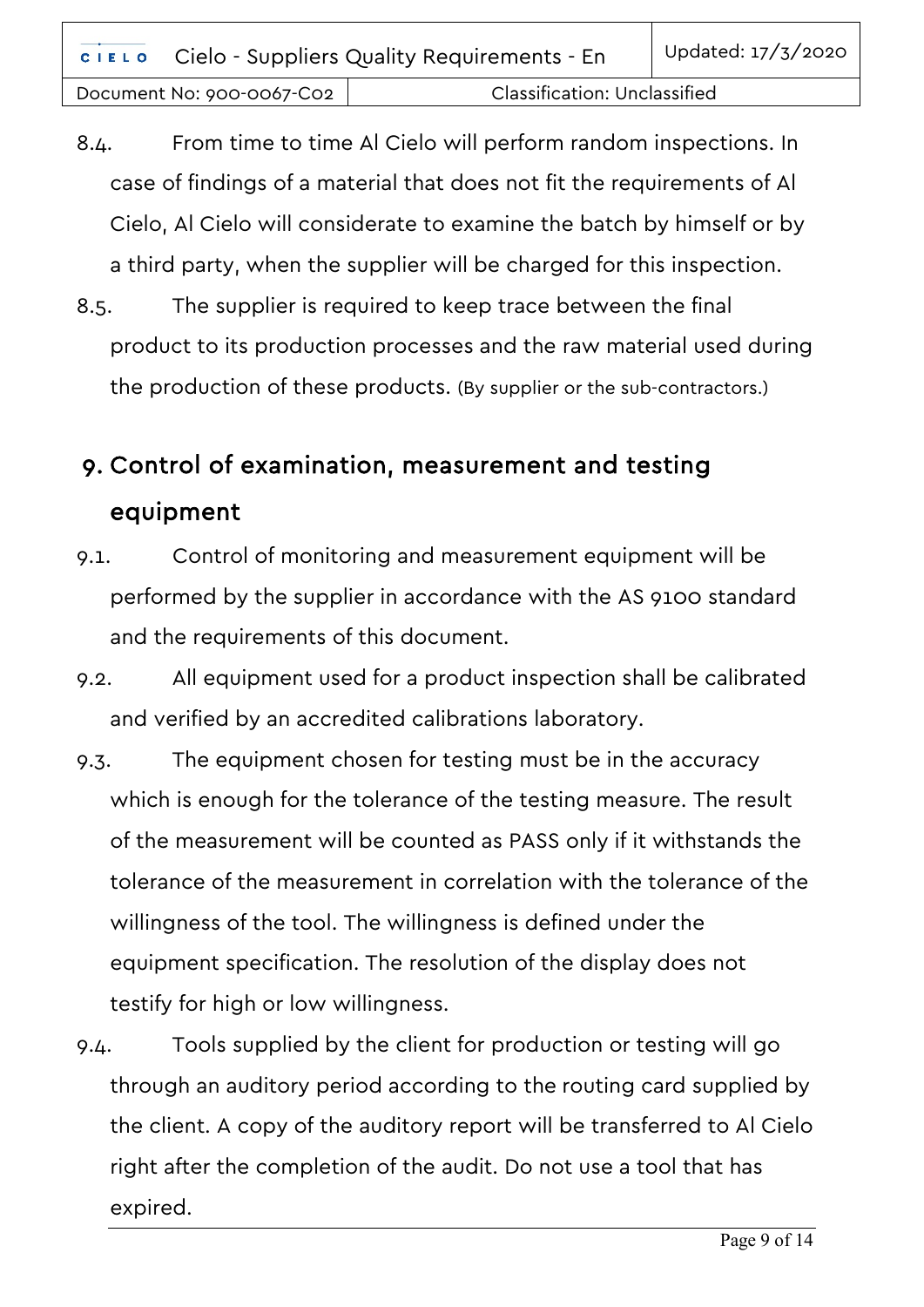8.4. From time to time Al Cielo will perform random inspections. In case of findings of a material that does not fit the requirements of Al Cielo, Al Cielo will considerate to examine the batch by himself or by a third party, when the supplier will be charged for this inspection.

8.5. The supplier is required to keep trace between the final product to its production processes and the raw material used during the production of these products. (By supplier or the sub-contractors.)

## 9. Control of examination, measurement and testing equipment

9.1. Control of monitoring and measurement equipment will be performed by the supplier in accordance with the AS 9100 standard and the requirements of this document.

9.2. All equipment used for a product inspection shall be calibrated and verified by an accredited calibrations laboratory.

9.3. The equipment chosen for testing must be in the accuracy which is enough for the tolerance of the testing measure. The result of the measurement will be counted as PASS only if it withstands the tolerance of the measurement in correlation with the tolerance of the willingness of the tool. The willingness is defined under the equipment specification. The resolution of the display does not testify for high or low willingness.

9.4. Tools supplied by the client for production or testing will go through an auditory period according to the routing card supplied by the client. A copy of the auditory report will be transferred to Al Cielo right after the completion of the audit. Do not use a tool that has expired.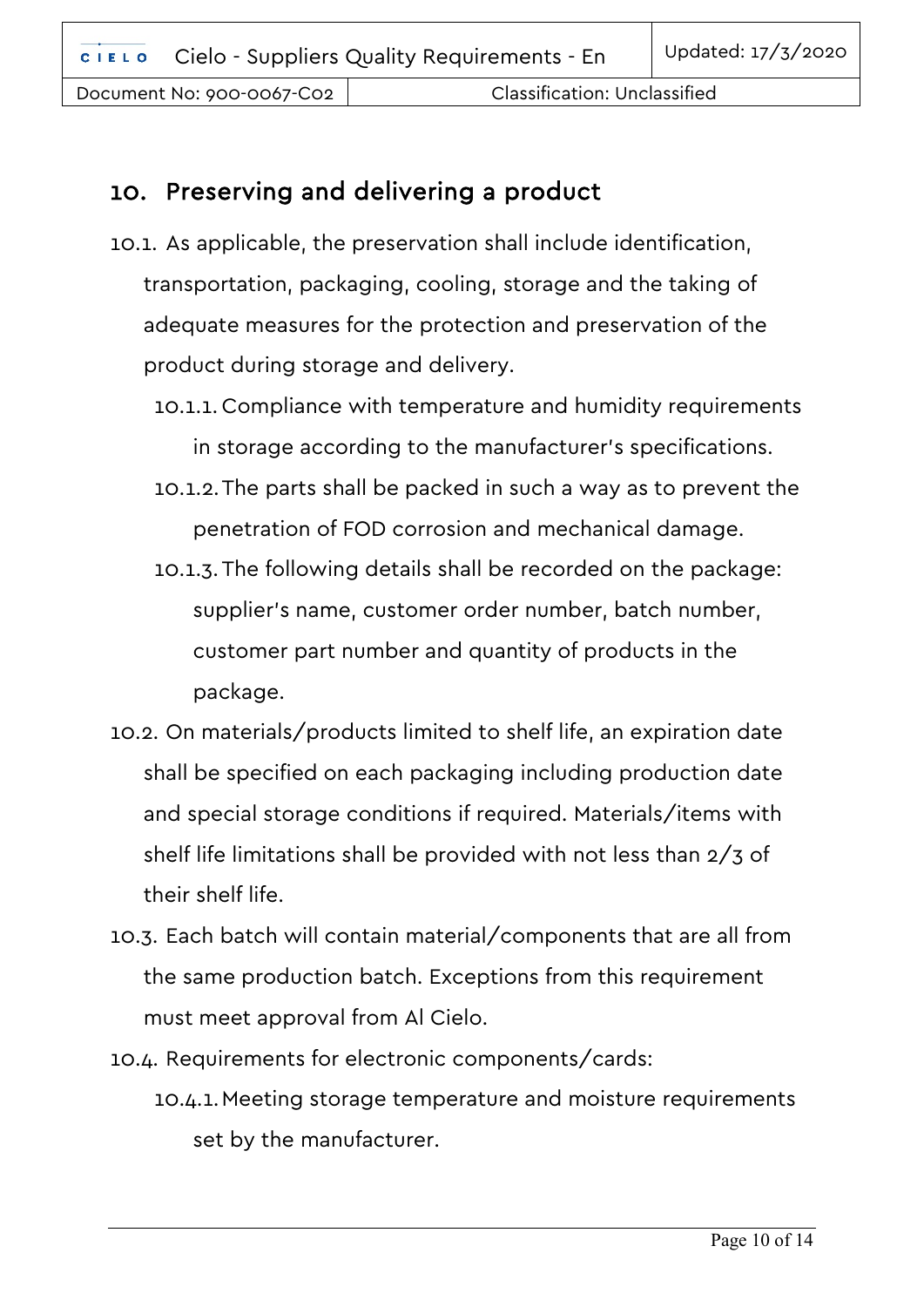## 10. Preserving and delivering a product

10.1. As applicable, the preservation shall include identification, transportation, packaging, cooling, storage and the taking of adequate measures for the protection and preservation of the product during storage and delivery.

10.1.1. Compliance with temperature and humidity requirements in storage according to the manufacturer's specifications.

10.1.2. The parts shall be packed in such a way as to prevent the penetration of FOD corrosion and mechanical damage.

10.1.3. The following details shall be recorded on the package: supplier's name, customer order number, batch number, customer part number and quantity of products in the package.

10.2. On materials/products limited to shelf life, an expiration date shall be specified on each packaging including production date and special storage conditions if required. Materials/items with shelf life limitations shall be provided with not less than 2/3 of their shelf life.

10.3. Each batch will contain material/components that are all from the same production batch. Exceptions from this requirement must meet approval from Al Cielo.

10.4. Requirements for electronic components/cards:

10.4.1. Meeting storage temperature and moisture requirements set by the manufacturer.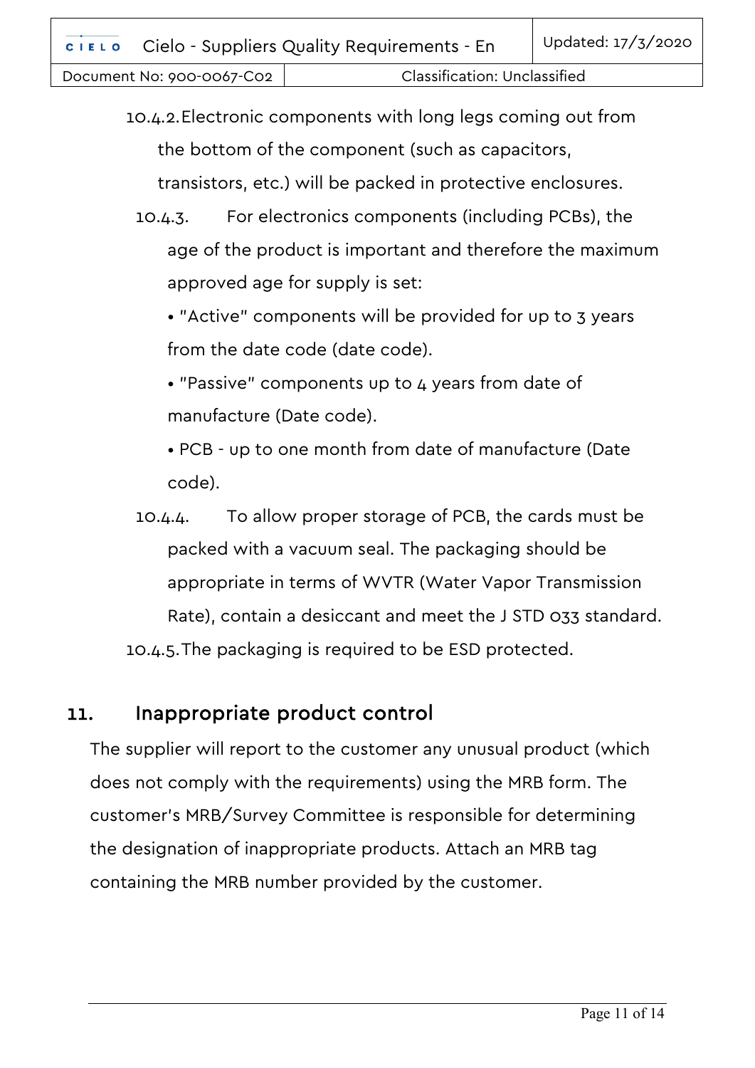10.4.2. Electronic components with long legs coming out from the bottom of the component (such as capacitors, transistors, etc.) will be packed in protective enclosures.

10.4.3. For electronics components (including PCBs), the age of the product is important and therefore the maximum approved age for supply is set:

- "Active" components will be provided for up to 3 years from the date code (date code).
- "Passive" components up to 4 years from date of manufacture (Date code).
- PCB - up to one month from date of manufacture (Date code).

10.4.4. To allow proper storage of PCB, the cards must be packed with a vacuum seal. The packaging should be appropriate in terms of WVTR (Water Vapor Transmission Rate), contain a desiccant and meet the J STD 033 standard.

10.4.5. The packaging is required to be ESD protected.

## 11. Inappropriate product control

The supplier will report to the customer any unusual product (which does not comply with the requirements) using the MRB form. The customer's MRB/Survey Committee is responsible for determining the designation of inappropriate products. Attach an MRB tag containing the MRB number provided by the customer.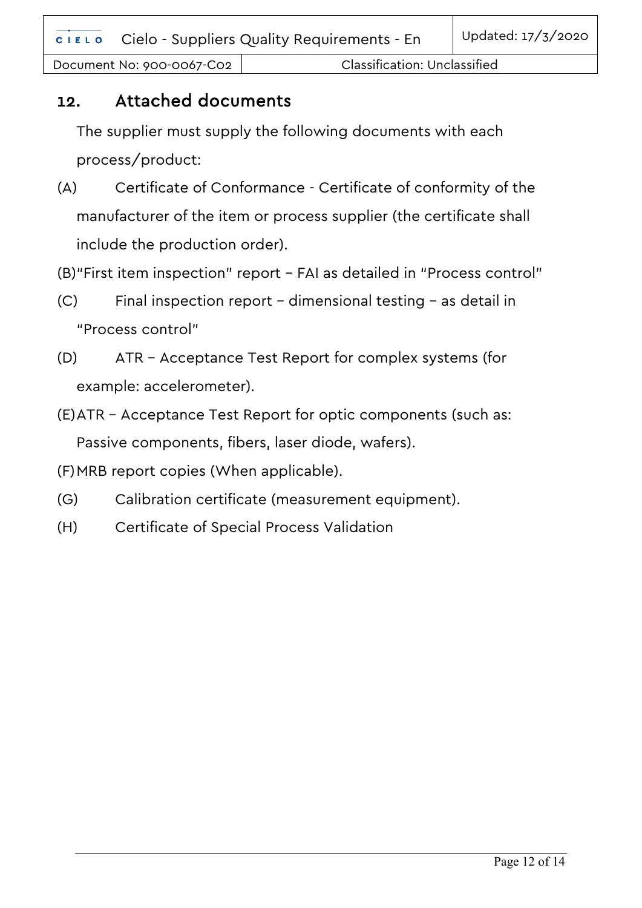## 12. Attached documents

The supplier must supply the following documents with each process/product:

(A) Certificate of Conformance - Certificate of conformity of the manufacturer of the item or process supplier (the certificate shall include the production order).

(B) "First item inspection" report – FAI as detailed in "Process control"

(C) Final inspection report – dimensional testing – as detail in "Process control"

(D) ATR – Acceptance Test Report for complex systems (for example: accelerometer).

(E) ATR – Acceptance Test Report for optic components (such as: Passive components, fibers, laser diode, wafers).

(F) MRB report copies (When applicable).

(G) Calibration certificate (measurement equipment).

(H) Certificate of Special Process Validation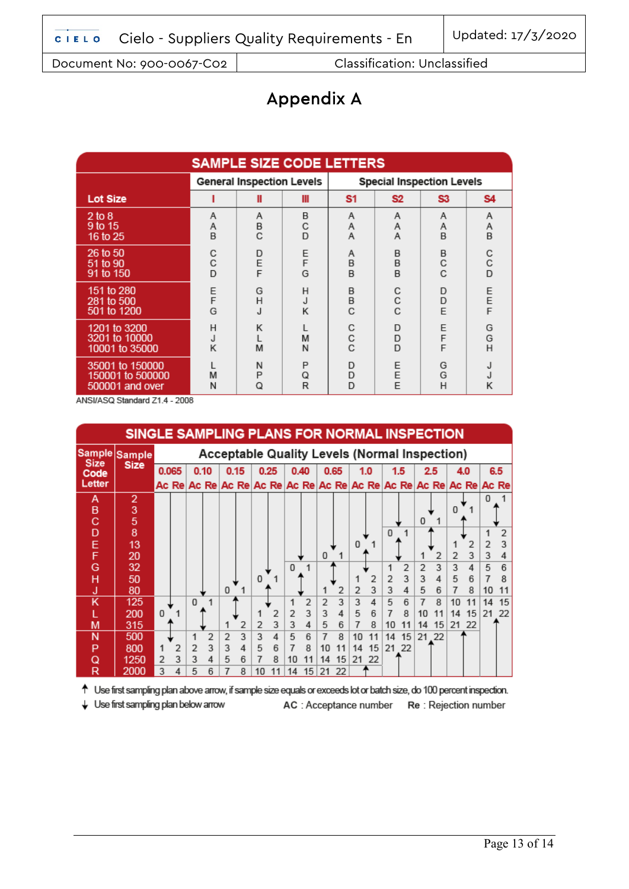# Appendix A

## SAMPLE SIZE CODE LETTERS

| Lot Size | General Inspection Levels I | General Inspection Levels II | General Inspection Levels III | Special Inspection Levels S1 | Special Inspection Levels S2 | Special Inspection Levels S3 | Special Inspection Levels S4 |
|---|---|---|---|---|---|---|---|
| 2 to 8 | A | A | B | A | A | A | A |
| 9 to 15 | A | B | C | A | A | A | A |
| 16 to 25 | B | C | D | A | A | B | B |
| 26 to 50 | C | D | E | A | B | B | C |
| 51 to 90 | C | E | F | B | B | C | C |
| 91 to 150 | D | F | G | B | B | C | D |
| 151 to 280 | E | G | H | B | C | D | E |
| 281 to 500 | F | H | J | B | C | D | E |
| 501 to 1200 | G | J | K | C | C | E | F |
| 1201 to 3200 | H | K | L | C | D | E | G |
| 3201 to 10000 | J | L | M | C | D | F | G |
| 10001 to 35000 | K | M | N | C | D | F | H |
| 35001 to 150000 | L | N | P | D | E | G | J |
| 150001 to 500000 | M | P | Q | D | E | G | J |
| 500001 and over | N | Q | R | D | E | H | K |

ANSI/ASQ Standard Z1.4 - 2008

## SINGLE SAMPLING PLANS FOR NORMAL INSPECTION

| Sample Size Code Letter | Sample Size | Acceptable Quality Levels (Normal Inspection) | | | | | | | | | | | | | | | | | | | | | |
|---|---|---|---|---|---|---|---|---|---|---|---|---|---|---|---|---|---|---|---|---|---|---|---|
| | | 0.065 | | 0.10 | | 0.15 | | 0.25 | | 0.40 | | 0.65 | | 1.0 | | 1.5 | | 2.5 | | 4.0 | | 6.5 | |
| | | Ac | Re | Ac | Re | Ac | Re | Ac | Re | Ac | Re | Ac | Re | Ac | Re | Ac | Re | Ac | Re | Ac | Re | Ac | Re |
| A | 2 | ↓ | | ↓ | | ↓ | | ↓ | | ↓ | | ↓ | | ↓ | | ↓ | | ↓ | | ↓ | | 0 | 1 |
| B | 3 | ↓ | | ↓ | | ↓ | | ↓ | | ↓ | | ↓ | | ↓ | | ↓ | | ↓ | | 0 | 1 | ↑ | |
| C | 5 | ↓ | | ↓ | | ↓ | | ↓ | | ↓ | | ↓ | | ↓ | | ↓ | | 0 | 1 | ↑ | | ↓ | |
| D | 8 | ↓ | | ↓ | | ↓ | | ↓ | | ↓ | | ↓ | | ↓ | | 0 | 1 | ↑ | | ↓ | | 1 | 2 |
| E | 13 | ↓ | | ↓ | | ↓ | | ↓ | | ↓ | | ↓ | | 0 | 1 | ↑ | | ↓ | | 1 | 2 | 2 | 3 |
| F | 20 | ↓ | | ↓ | | ↓ | | ↓ | | ↓ | | 0 | 1 | ↑ | | ↓ | | 1 | 2 | 2 | 3 | 3 | 4 |
| G | 32 | ↓ | | ↓ | | ↓ | | ↓ | | 0 | 1 | ↑ | | ↓ | | 1 | 2 | 2 | 3 | 3 | 4 | 5 | 6 |
| H | 50 | ↓ | | ↓ | | ↓ | | 0 | 1 | ↑ | | ↓ | | 1 | 2 | 2 | 3 | 3 | 4 | 5 | 6 | 7 | 8 |
| J | 80 | ↓ | | ↓ | | 0 | 1 | ↑ | | ↓ | | 1 | 2 | 2 | 3 | 3 | 4 | 5 | 6 | 7 | 8 | 10 | 11 |
| K | 125 | ↓ | | 0 | 1 | ↑ | | ↓ | | 1 | 2 | 2 | 3 | 3 | 4 | 5 | 6 | 7 | 8 | 10 | 11 | 14 | 15 |
| L | 200 | 0 | 1 | ↑ | | ↓ | | 1 | 2 | 2 | 3 | 3 | 4 | 5 | 6 | 7 | 8 | 10 | 11 | 14 | 15 | 21 | 22 |
| M | 315 | ↑ | | ↓ | | 1 | 2 | 2 | 3 | 3 | 4 | 5 | 6 | 7 | 8 | 10 | 11 | 14 | 15 | 21 | 22 | ↑ | |
| N | 500 | ↓ | | 1 | 2 | 2 | 3 | 3 | 4 | 5 | 6 | 7 | 8 | 10 | 11 | 14 | 15 | 21 | 22 | ↑ | | ↑ | |
| P | 800 | 1 | 2 | 2 | 3 | 3 | 4 | 5 | 6 | 7 | 8 | 10 | 11 | 14 | 15 | 21 | 22 | ↑ | | ↑ | | ↑ | |
| Q | 1250 | 2 | 3 | 3 | 4 | 5 | 6 | 7 | 8 | 10 | 11 | 14 | 15 | 21 | 22 | ↑ | | ↑ | | ↑ | | ↑ | |
| R | 2000 | 3 | 4 | 5 | 6 | 7 | 8 | 10 | 11 | 14 | 15 | 21 | 22 | ↑ | | ↑ | | ↑ | | ↑ | | ↑ | |

↑ Use first sampling plan above arrow, if sample size equals or exceeds lot or batch size, do 100 percent inspection.

↓ Use first sampling plan below arrow

**AC** : Acceptance number **Re** : Rejection number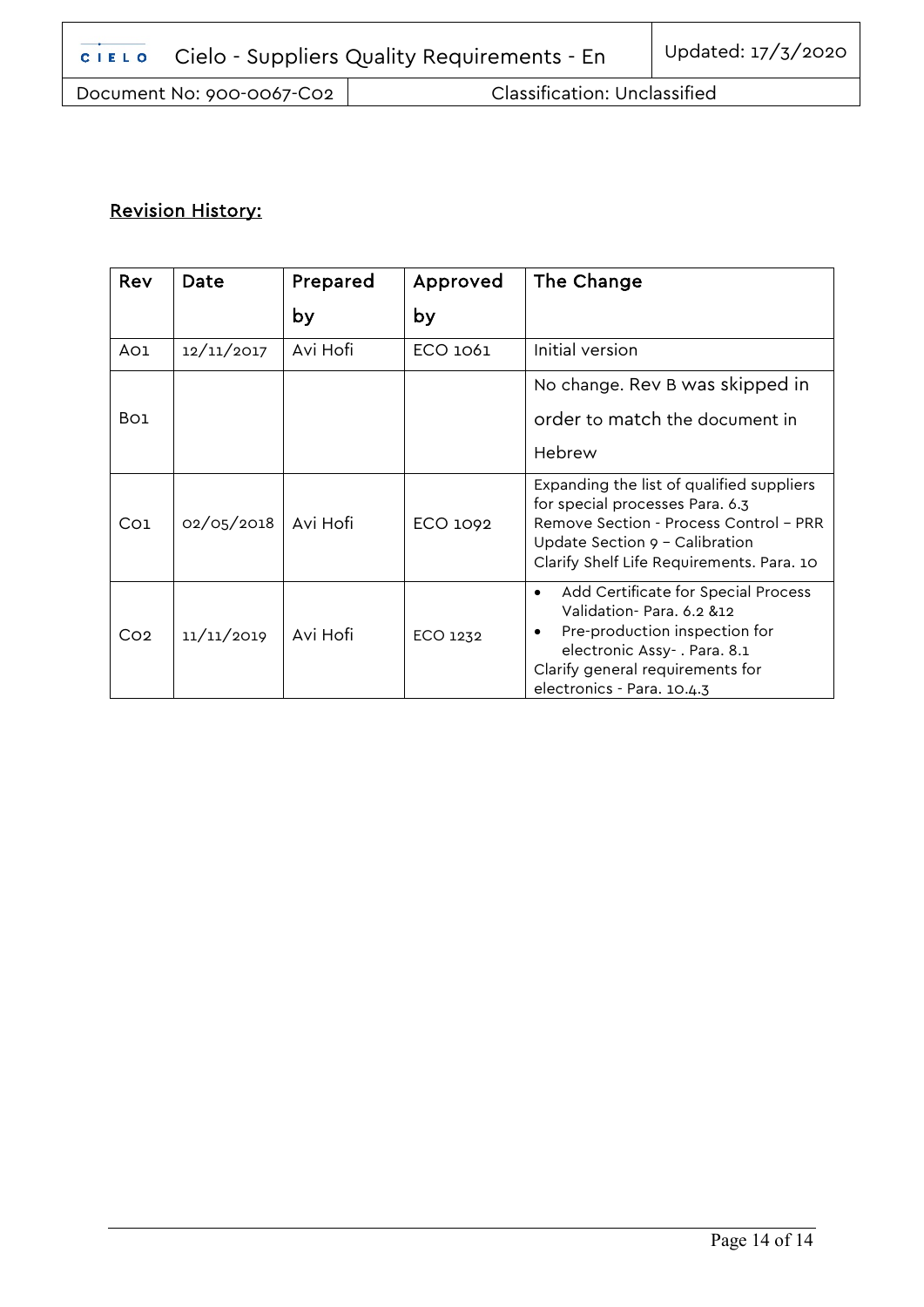## Revision History:

| Rev | Date | Prepared by | Approved by | The Change |
|---|---|---|---|---|
| A01 | 12/11/2017 | Avi Hofi | ECO 1061 | Initial version |
| B01 | | | | No change. Rev B was skipped in order to match the document in Hebrew |
| C01 | 02/05/2018 | Avi Hofi | ECO 1092 | Expanding the list of qualified suppliers for special processes Para. 6.3<br>Remove Section - Process Control – PRR<br>Update Section 9 – Calibration<br>Clarify Shelf Life Requirements. Para. 10 |
| C02 | 11/11/2019 | Avi Hofi | ECO 1232 | • Add Certificate for Special Process Validation- Para. 6.2 &12<br>• Pre-production inspection for electronic Assy- . Para. 8.1<br>Clarify general requirements for electronics - Para. 10.4.3 |